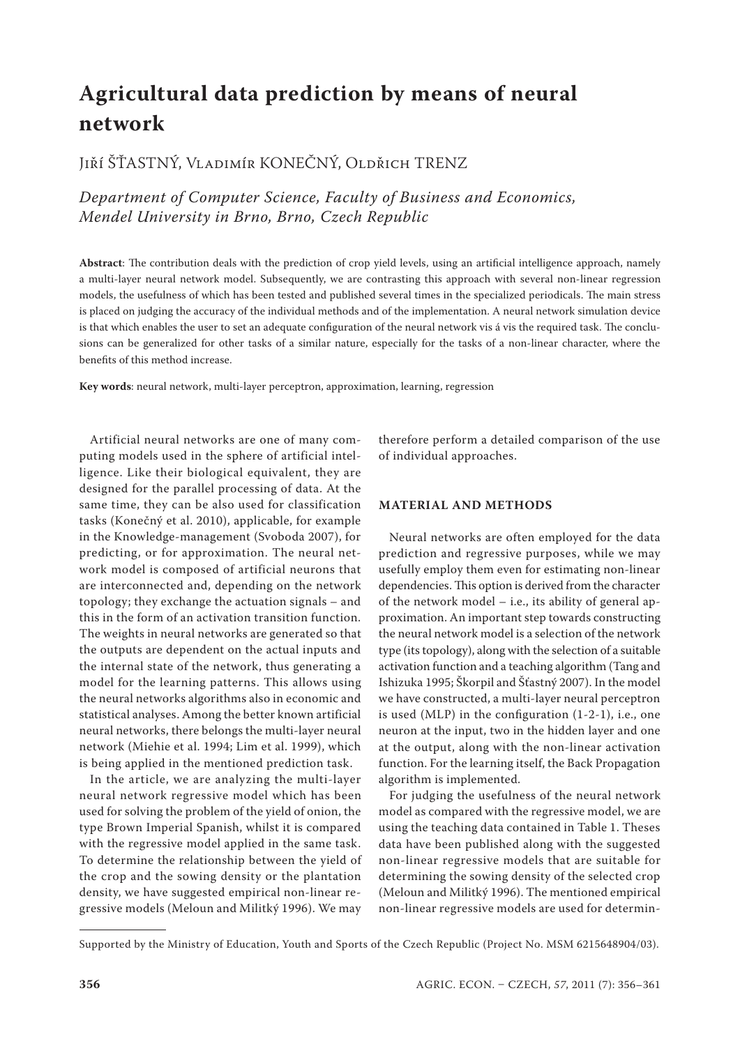# Agricultural data prediction by means of neural network

Jiří ŠŤASTNÝ, Vladimír KONEČNÝ, Oldřich TRENZ

*Department of Computer Science, Faculty of Business and Economics, Mendel University in Brno, Brno, Czech Republic*

**Abstract**: The contribution deals with the prediction of crop yield levels, using an artificial intelligence approach, namely a multi-layer neural network model. Subsequently, we are contrasting this approach with several non-linear regression models, the usefulness of which has been tested and published several times in the specialized periodicals. The main stress is placed on judging the accuracy of the individual methods and of the implementation. A neural network simulation device is that which enables the user to set an adequate configuration of the neural network vis á vis the required task. The conclusions can be generalized for other tasks of a similar nature, especially for the tasks of a non-linear character, where the benefits of this method increase.

**Key words**: neural network, multi-layer perceptron, approximation, learning, regression

Artificial neural networks are one of many computing models used in the sphere of artificial intelligence. Like their biological equivalent, they are designed for the parallel processing of data. At the same time, they can be also used for classification tasks (Konečný et al. 2010), applicable, for example in the Knowledge-management (Svoboda 2007), for predicting, or for approximation. The neural network model is composed of artificial neurons that are interconnected and, depending on the network topology; they exchange the actuation signals – and this in the form of an activation transition function. The weights in neural networks are generated so that the outputs are dependent on the actual inputs and the internal state of the network, thus generating a model for the learning patterns. This allows using the neural networks algorithms also in economic and statistical analyses. Among the better known artificial neural networks, there belongs the multi-layer neural network (Miehie et al. 1994; Lim et al. 1999), which is being applied in the mentioned prediction task.

In the article, we are analyzing the multi-layer neural network regressive model which has been used for solving the problem of the yield of onion, the type Brown Imperial Spanish, whilst it is compared with the regressive model applied in the same task. To determine the relationship between the yield of the crop and the sowing density or the plantation density, we have suggested empirical non-linear regressive models (Meloun and Militký 1996). We may therefore perform a detailed comparison of the use of individual approaches.

## MATERIAL AND METHODS

Neural networks are often employed for the data prediction and regressive purposes, while we may usefully employ them even for estimating non-linear dependencies. This option is derived from the character of the network model – i.e., its ability of general approximation. An important step towards constructing the neural network model is a selection of the network type (its topology), along with the selection of a suitable activation function and a teaching algorithm (Tang and Ishizuka 1995; Škorpil and Šťastný 2007). In the model we have constructed, a multi-layer neural perceptron is used (MLP) in the configuration (1-2-1), i.e., one neuron at the input, two in the hidden layer and one at the output, along with the non-linear activation function. For the learning itself, the Back Propagation algorithm is implemented.

For judging the usefulness of the neural network model as compared with the regressive model, we are using the teaching data contained in Table 1. Theses data have been published along with the suggested non-linear regressive models that are suitable for determining the sowing density of the selected crop (Meloun and Militký 1996). The mentioned empirical non-linear regressive models are used for determin-

Supported by the Ministry of Education, Youth and Sports of the Czech Republic (Project No. MSM 6215648904/03).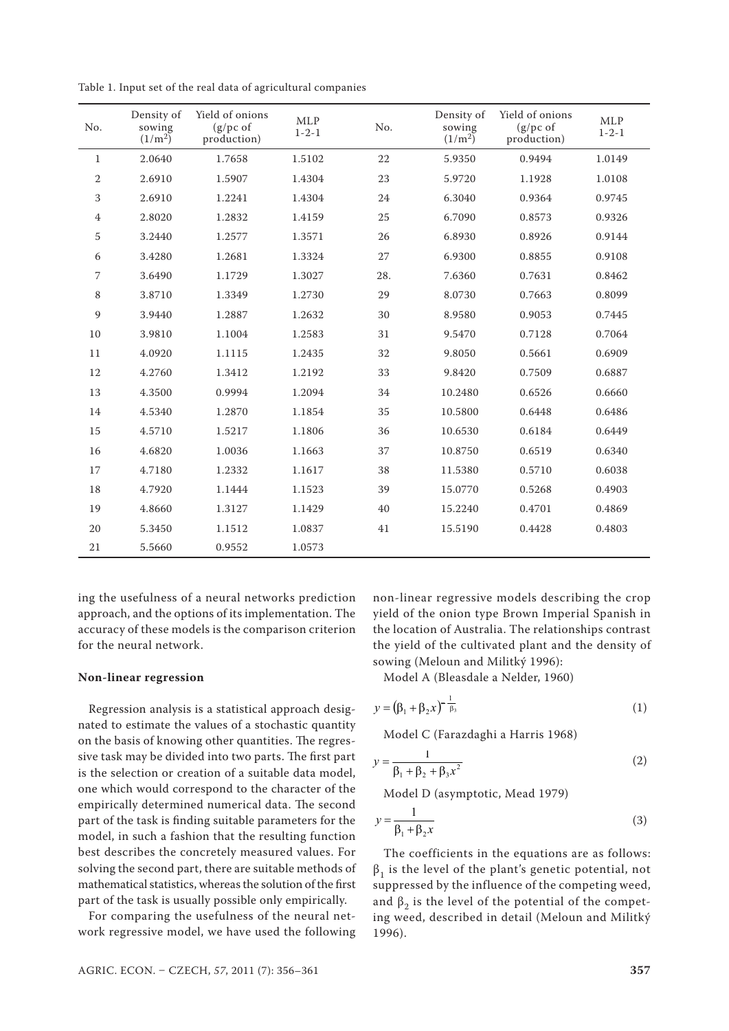Table 1. Input set of the real data of agricultural companies

| No. | Density of sowing ($1/m^2$) | Yield of onions (g/pc of production) | MLP 1-2-1 | No. | Density of sowing ($1/m^2$) | Yield of onions (g/pc of production) | MLP 1-2-1 |
|---|---|---|---|---|---|---|---|
| 1 | 2.0640 | 1.7658 | 1.5102 | 22 | 5.9350 | 0.9494 | 1.0149 |
| 2 | 2.6910 | 1.5907 | 1.4304 | 23 | 5.9720 | 1.1928 | 1.0108 |
| 3 | 2.6910 | 1.2241 | 1.4304 | 24 | 6.3040 | 0.9364 | 0.9745 |
| 4 | 2.8020 | 1.2832 | 1.4159 | 25 | 6.7090 | 0.8573 | 0.9326 |
| 5 | 3.2440 | 1.2577 | 1.3571 | 26 | 6.8930 | 0.8926 | 0.9144 |
| 6 | 3.4280 | 1.2681 | 1.3324 | 27 | 6.9300 | 0.8855 | 0.9108 |
| 7 | 3.6490 | 1.1729 | 1.3027 | 28. | 7.6360 | 0.7631 | 0.8462 |
| 8 | 3.8710 | 1.3349 | 1.2730 | 29 | 8.0730 | 0.7663 | 0.8099 |
| 9 | 3.9440 | 1.2887 | 1.2632 | 30 | 8.9580 | 0.9053 | 0.7445 |
| 10 | 3.9810 | 1.1004 | 1.2583 | 31 | 9.5470 | 0.7128 | 0.7064 |
| 11 | 4.0920 | 1.1115 | 1.2435 | 32 | 9.8050 | 0.5661 | 0.6909 |
| 12 | 4.2760 | 1.3412 | 1.2192 | 33 | 9.8420 | 0.7509 | 0.6887 |
| 13 | 4.3500 | 0.9994 | 1.2094 | 34 | 10.2480 | 0.6526 | 0.6660 |
| 14 | 4.5340 | 1.2870 | 1.1854 | 35 | 10.5800 | 0.6448 | 0.6486 |
| 15 | 4.5710 | 1.5217 | 1.1806 | 36 | 10.6530 | 0.6184 | 0.6449 |
| 16 | 4.6820 | 1.0036 | 1.1663 | 37 | 10.8750 | 0.6519 | 0.6340 |
| 17 | 4.7180 | 1.2332 | 1.1617 | 38 | 11.5380 | 0.5710 | 0.6038 |
| 18 | 4.7920 | 1.1444 | 1.1523 | 39 | 15.0770 | 0.5268 | 0.4903 |
| 19 | 4.8660 | 1.3127 | 1.1429 | 40 | 15.2240 | 0.4701 | 0.4869 |
| 20 | 5.3450 | 1.1512 | 1.0837 | 41 | 15.5190 | 0.4428 | 0.4803 |
| 21 | 5.5660 | 0.9552 | 1.0573 | | | | |

ing the usefulness of a neural networks prediction approach, and the options of its implementation. The accuracy of these models is the comparison criterion for the neural network.

**Non-linear regression**

Regression analysis is a statistical approach designated to estimate the values of a stochastic quantity on the basis of knowing other quantities. The regressive task may be divided into two parts. The first part is the selection or creation of a suitable data model, one which would correspond to the character of the empirically determined numerical data. The second part of the task is finding suitable parameters for the model, in such a fashion that the resulting function best describes the concretely measured values. For solving the second part, there are suitable methods of mathematical statistics, whereas the solution of the first part of the task is usually possible only empirically.

For comparing the usefulness of the neural network regressive model, we have used the following non-linear regressive models describing the crop yield of the onion type Brown Imperial Spanish in the location of Australia. The relationships contrast the yield of the cultivated plant and the density of sowing (Meloun and Militký 1996):

Model A (Bleasdale a Nelder, 1960)

$$y = (\beta_1 + \beta_2 x)^{-\frac{1}{\beta_3}} \tag{1}$$

Model C (Farazdaghi a Harris 1968)

$$y = \frac{1}{\beta_1 + \beta_2 + \beta_3 x^2} \tag{2}$$

Model D (asymptotic, Mead 1979)

$$y = \frac{1}{\beta_1 + \beta_2 x} \tag{3}$$

The coefficients in the equations are as follows: $\beta_1$ is the level of the plant's genetic potential, not suppressed by the influence of the competing weed, and $\beta_2$ is the level of the potential of the competing weed, described in detail (Meloun and Militký 1996).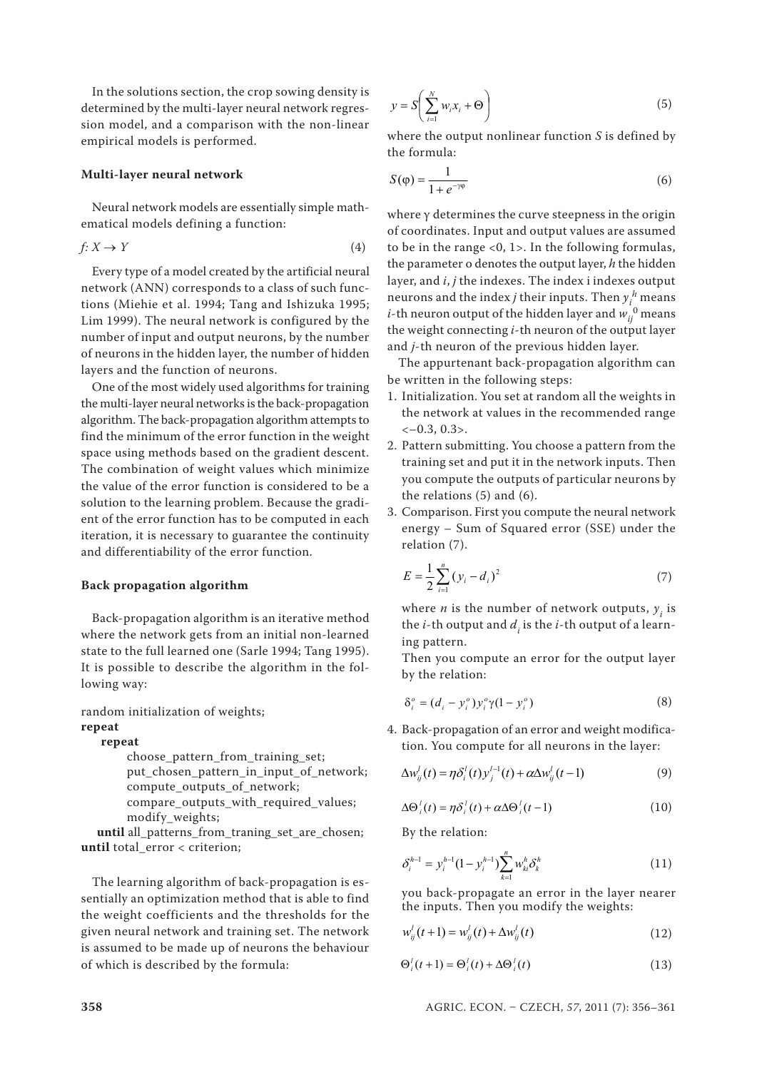In the solutions section, the crop sowing density is determined by the multi-layer neural network regression model, and a comparison with the non-linear empirical models is performed.

### Multi-layer neural network

Neural network models are essentially simple mathematical models defining a function:

$$f: X \rightarrow Y \tag{4}$$

Every type of a model created by the artificial neural network (ANN) corresponds to a class of such functions (Miehie et al. 1994; Tang and Ishizuka 1995; Lim 1999). The neural network is configured by the number of input and output neurons, by the number of neurons in the hidden layer, the number of hidden layers and the function of neurons.

One of the most widely used algorithms for training the multi-layer neural networks is the back-propagation algorithm. The back-propagation algorithm attempts to find the minimum of the error function in the weight space using methods based on the gradient descent. The combination of weight values which minimize the value of the error function is considered to be a solution to the learning problem. Because the gradient of the error function has to be computed in each iteration, it is necessary to guarantee the continuity and differentiability of the error function.

### Back propagation algorithm

Back-propagation algorithm is an iterative method where the network gets from an initial non-learned state to the full learned one (Sarle 1994; Tang 1995). It is possible to describe the algorithm in the following way:

```
random initialization of weights;
repeat
    repeat
        choose_pattern_from_training_set;
        put_chosen_pattern_in_input_of_network;
        compute_outputs_of_network;
        compare_outputs_with_required_values;
        modify_weights;
    until all_patterns_from_traning_set_are_chosen;
until total_error < criterion;
```

The learning algorithm of back-propagation is essentially an optimization method that is able to find the weight coefficients and the thresholds for the given neural network and training set. The network is assumed to be made up of neurons the behaviour of which is described by the formula:

$$y = S\left(\sum_{i=1}^{N} w_i x_i + \Theta\right) \tag{5}$$

where the output nonlinear function $S$ is defined by the formula:

$$S(\varphi) = \frac{1}{1 + e^{-\gamma\varphi}} \tag{6}$$

where γ determines the curve steepness in the origin of coordinates. Input and output values are assumed to be in the range <0, 1>. In the following formulas, the parameter o denotes the output layer, $h$ the hidden layer, and $i$, $j$ the indexes. The index i indexes output neurons and the index $j$ their inputs. Then $y_i^h$ means $i$-th neuron output of the hidden layer and $w_{ij}^0$ means the weight connecting $i$-th neuron of the output layer and $j$-th neuron of the previous hidden layer.

The appurtenant back-propagation algorithm can be written in the following steps:

1. Initialization. You set at random all the weights in the network at values in the recommended range <−0.3, 0.3>.
2. Pattern submitting. You choose a pattern from the training set and put it in the network inputs. Then you compute the outputs of particular neurons by the relations (5) and (6).
3. Comparison. First you compute the neural network energy – Sum of Squared error (SSE) under the relation (7).

$$E = \frac{1}{2}\sum_{i=1}^{n}(y_i - d_i)^2 \tag{7}$$

   where $n$ is the number of network outputs, $y_i$ is the $i$-th output and $d_i$ is the $i$-th output of a learning pattern.
   Then you compute an error for the output layer by the relation:

$$\delta_i^o = (d_i - y_i^o)y_i^o\gamma(1 - y_i^o) \tag{8}$$

4. Back-propagation of an error and weight modification. You compute for all neurons in the layer:

$$\Delta w_{ij}^l(t) = \eta\delta_i^l(t)y_j^{l-1}(t) + \alpha\Delta w_{ij}^l(t-1) \tag{9}$$

$$\Delta\Theta_i^l(t) = \eta\delta_i^l(t) + \alpha\Delta\Theta_i^l(t-1) \tag{10}$$

   By the relation:

$$\delta_i^{h-1} = y_i^{h-1}(1 - y_i^{h-1})\sum_{k=1}^{n} w_{ki}^h\delta_k^h \tag{11}$$

   you back-propagate an error in the layer nearer the inputs. Then you modify the weights:

$$w_{ij}^l(t+1) = w_{ij}^l(t) + \Delta w_{ij}^l(t) \tag{12}$$

$$\Theta_i^l(t+1) = \Theta_i^l(t) + \Delta\Theta_i^l(t) \tag{13}$$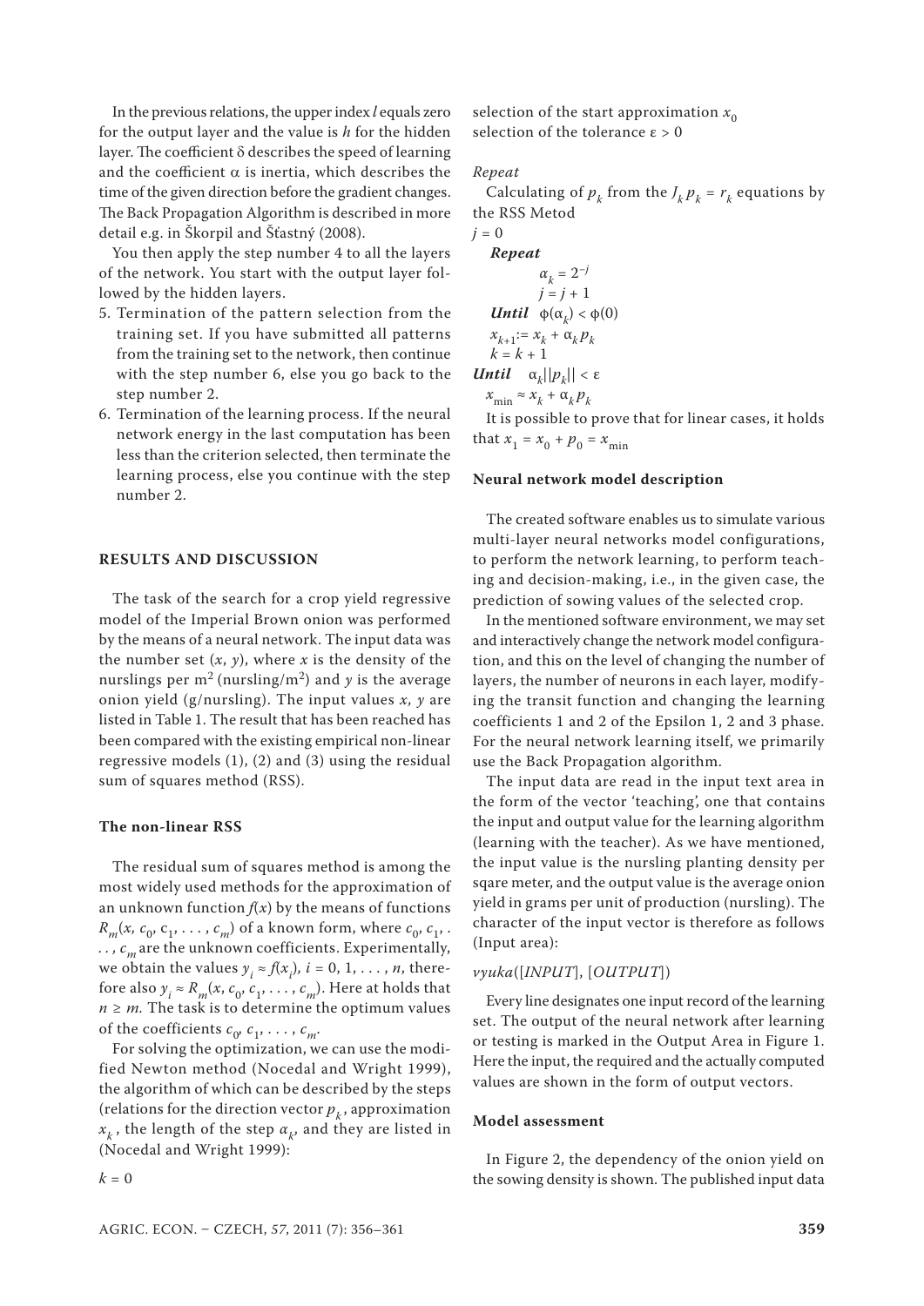In the previous relations, the upper index $l$ equals zero for the output layer and the value is $h$ for the hidden layer. The coefficient $\delta$ describes the speed of learning and the coefficient $\alpha$ is inertia, which describes the time of the given direction before the gradient changes. The Back Propagation Algorithm is described in more detail e.g. in Škorpil and Šťastný (2008).

You then apply the step number 4 to all the layers of the network. You start with the output layer followed by the hidden layers.

5. Termination of the pattern selection from the training set. If you have submitted all patterns from the training set to the network, then continue with the step number 6, else you go back to the step number 2.
6. Termination of the learning process. If the neural network energy in the last computation has been less than the criterion selected, then terminate the learning process, else you continue with the step number 2.

## RESULTS AND DISCUSSION

The task of the search for a crop yield regressive model of the Imperial Brown onion was performed by the means of a neural network. The input data was the number set $(x, y)$, where $x$ is the density of the nurslings per $m^2$ (nursling/$m^2$) and $y$ is the average onion yield (g/nursling). The input values $x$, $y$ are listed in Table 1. The result that has been reached has been compared with the existing empirical non-linear regressive models (1), (2) and (3) using the residual sum of squares method (RSS).

### The non-linear RSS

The residual sum of squares method is among the most widely used methods for the approximation of an unknown function $f(x)$ by the means of functions $R_m(x, c_0, c_1, \ldots, c_m)$ of a known form, where $c_0, c_1, \ldots, c_m$ are the unknown coefficients. Experimentally, we obtain the values $y_i \approx f(x_i)$, $i = 0, 1, \ldots, n$, therefore also $y_i \approx R_m(x, c_0, c_1, \ldots, c_m)$. Here at holds that $n \geq m$. The task is to determine the optimum values of the coefficients $c_0, c_1, \ldots, c_m$.

For solving the optimization, we can use the modified Newton method (Nocedal and Wright 1999), the algorithm of which can be described by the steps (relations for the direction vector $p_k$, approximation $x_k$, the length of the step $\alpha_k$, and they are listed in (Nocedal and Wright 1999):

$k = 0$

selection of the start approximation $x_0$

selection of the tolerance $\varepsilon > 0$

*Repeat*

Calculating of $p_k$ from the $J_k p_k = r_k$ equations by the RSS Metod

$j = 0$

***Repeat***

$\alpha_k = 2^{-j}$

$j = j + 1$

***Until*** $\phi(\alpha_k) < \phi(0)$

$x_{k+1} := x_k + \alpha_k p_k$

$k = k + 1$

***Until*** $\alpha_k||p_k|| < \varepsilon$

$x_{\min} \approx x_k + \alpha_k p_k$

It is possible to prove that for linear cases, it holds that $x_1 = x_0 + p_0 = x_{\min}$

### Neural network model description

The created software enables us to simulate various multi-layer neural networks model configurations, to perform the network learning, to perform teaching and decision-making, i.e., in the given case, the prediction of sowing values of the selected crop.

In the mentioned software environment, we may set and interactively change the network model configuration, and this on the level of changing the number of layers, the number of neurons in each layer, modifying the transit function and changing the learning coefficients 1 and 2 of the Epsilon 1, 2 and 3 phase. For the neural network learning itself, we primarily use the Back Propagation algorithm.

The input data are read in the input text area in the form of the vector 'teaching', one that contains the input and output value for the learning algorithm (learning with the teacher). As we have mentioned, the input value is the nursling planting density per sqare meter, and the output value is the average onion yield in grams per unit of production (nursling). The character of the input vector is therefore as follows (Input area):

*vyuka*([*INPUT*], [*OUTPUT*])

Every line designates one input record of the learning set. The output of the neural network after learning or testing is marked in the Output Area in Figure 1. Here the input, the required and the actually computed values are shown in the form of output vectors.

### Model assessment

In Figure 2, the dependency of the onion yield on the sowing density is shown. The published input data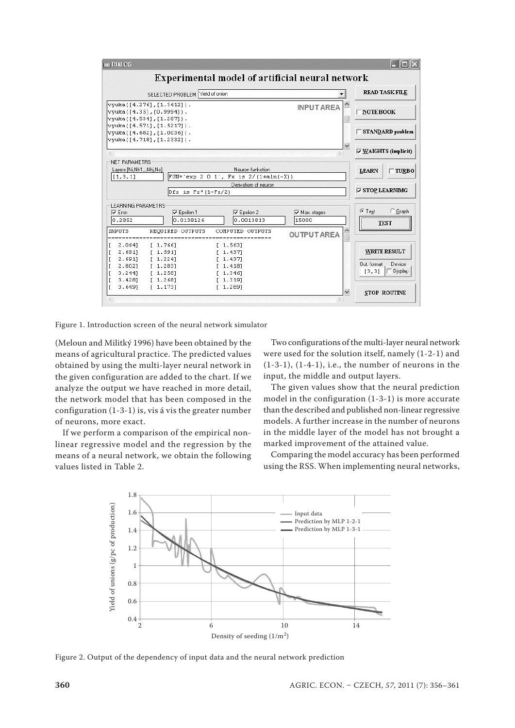Figure 1. Introduction screen of the neural network simulator

(Meloun and Militký 1996) have been obtained by the means of agricultural practice. The predicted values obtained by using the multi-layer neural network in the given configuration are added to the chart. If we analyze the output we have reached in more detail, the network model that has been composed in the configuration (1-3-1) is, vis á vis the greater number of neurons, more exact.

If we perform a comparison of the empirical non-linear regressive model and the regression by the means of a neural network, we obtain the following values listed in Table 2.

Two configurations of the multi-layer neural network were used for the solution itself, namely (1-2-1) and (1-3-1), (1-4-1), i.e., the number of neurons in the input, the middle and output layers.

The given values show that the neural prediction model in the configuration (1-3-1) is more accurate than the described and published non-linear regressive models. A further increase in the number of neurons in the middle layer of the model has not brought a marked improvement of the attained value.

Comparing the model accuracy has been performed using the RSS. When implementing neural networks,

Figure 2. Output of the dependency of input data and the neural network prediction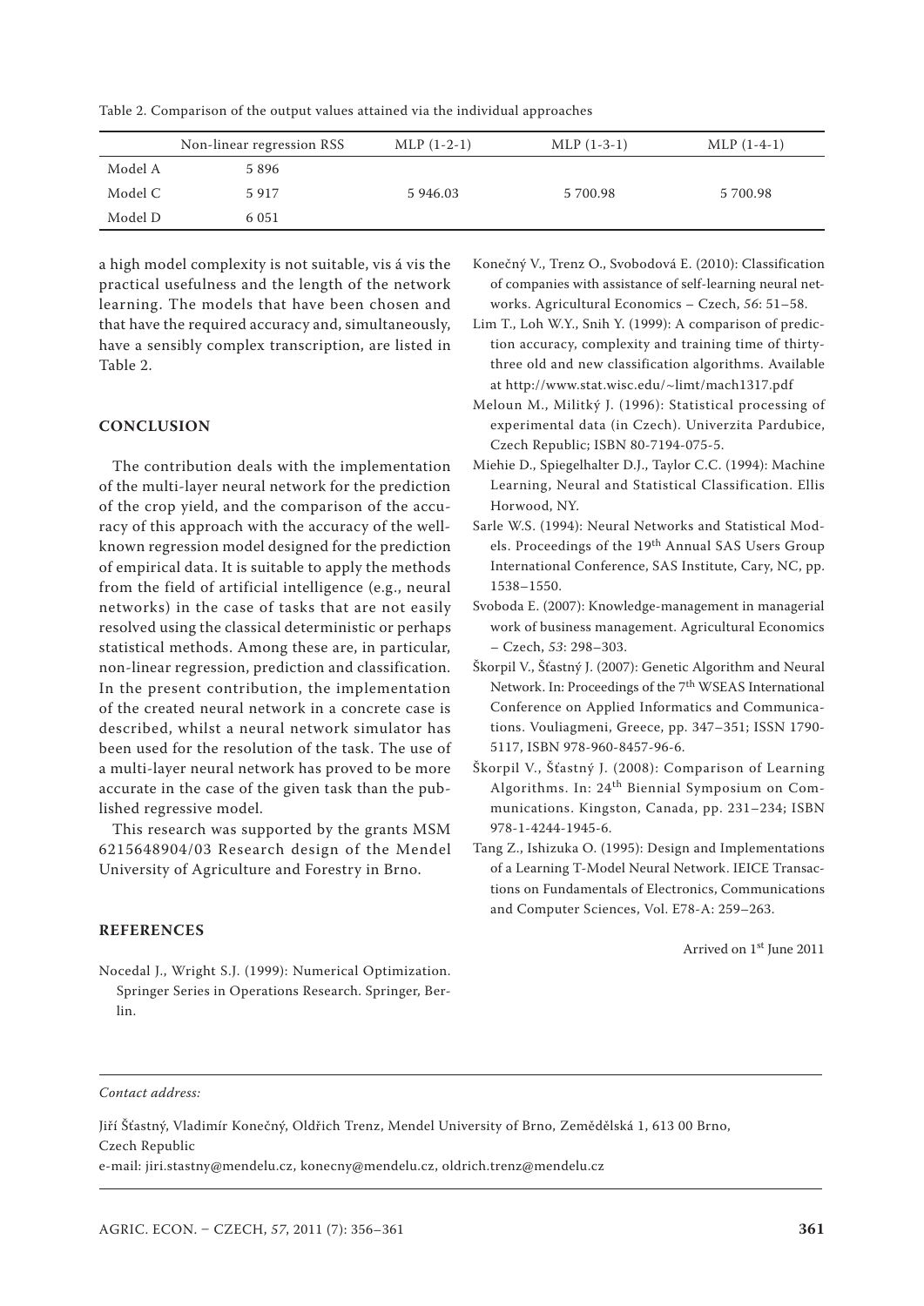Table 2. Comparison of the output values attained via the individual approaches

| | Non-linear regression RSS | MLP (1-2-1) | MLP (1-3-1) | MLP (1-4-1) |
|---|---|---|---|---|
| Model A | 5 896 | | | |
| Model C | 5 917 | 5 946.03 | 5 700.98 | 5 700.98 |
| Model D | 6 051 | | | |

a high model complexity is not suitable, vis á vis the practical usefulness and the length of the network learning. The models that have been chosen and that have the required accuracy and, simultaneously, have a sensibly complex transcription, are listed in Table 2.

## CONCLUSION

The contribution deals with the implementation of the multi-layer neural network for the prediction of the crop yield, and the comparison of the accuracy of this approach with the accuracy of the well-known regression model designed for the prediction of empirical data. It is suitable to apply the methods from the field of artificial intelligence (e.g., neural networks) in the case of tasks that are not easily resolved using the classical deterministic or perhaps statistical methods. Among these are, in particular, non-linear regression, prediction and classification. In the present contribution, the implementation of the created neural network in a concrete case is described, whilst a neural network simulator has been used for the resolution of the task. The use of a multi-layer neural network has proved to be more accurate in the case of the given task than the published regressive model.

This research was supported by the grants MSM 6215648904/03 Research design of the Mendel University of Agriculture and Forestry in Brno.

## REFERENCES

Nocedal J., Wright S.J. (1999): Numerical Optimization. Springer Series in Operations Research. Springer, Berlin.

Konečný V., Trenz O., Svobodová E. (2010): Classification of companies with assistance of self-learning neural networks. Agricultural Economics – Czech, *56*: 51–58.

Lim T., Loh W.Y., Snih Y. (1999): A comparison of prediction accuracy, complexity and training time of thirty-three old and new classification algorithms. Available at http://www.stat.wisc.edu/~limt/mach1317.pdf

Meloun M., Militký J. (1996): Statistical processing of experimental data (in Czech). Univerzita Pardubice, Czech Republic; ISBN 80-7194-075-5.

Miehie D., Spiegelhalter D.J., Taylor C.C. (1994): Machine Learning, Neural and Statistical Classification. Ellis Horwood, NY.

Sarle W.S. (1994): Neural Networks and Statistical Models. Proceedings of the 19th Annual SAS Users Group International Conference, SAS Institute, Cary, NC, pp. 1538–1550.

Svoboda E. (2007): Knowledge-management in managerial work of business management. Agricultural Economics – Czech, *53*: 298–303.

Škorpil V., Šťastný J. (2007): Genetic Algorithm and Neural Network. In: Proceedings of the 7th WSEAS International Conference on Applied Informatics and Communications. Vouliagmeni, Greece, pp. 347–351; ISSN 1790-5117, ISBN 978-960-8457-96-6.

Škorpil V., Šťastný J. (2008): Comparison of Learning Algorithms. In: 24th Biennial Symposium on Communications. Kingston, Canada, pp. 231–234; ISBN 978-1-4244-1945-6.

Tang Z., Ishizuka O. (1995): Design and Implementations of a Learning T-Model Neural Network. IEICE Transactions on Fundamentals of Electronics, Communications and Computer Sciences, Vol. E78-A: 259–263.

Arrived on 1st June 2011

*Contact address:*

Jiří Šťastný, Vladimír Konečný, Oldřich Trenz, Mendel University of Brno, Zemědělská 1, 613 00 Brno, Czech Republic
e-mail: jiri.stastny@mendelu.cz, konecny@mendelu.cz, oldrich.trenz@mendelu.cz